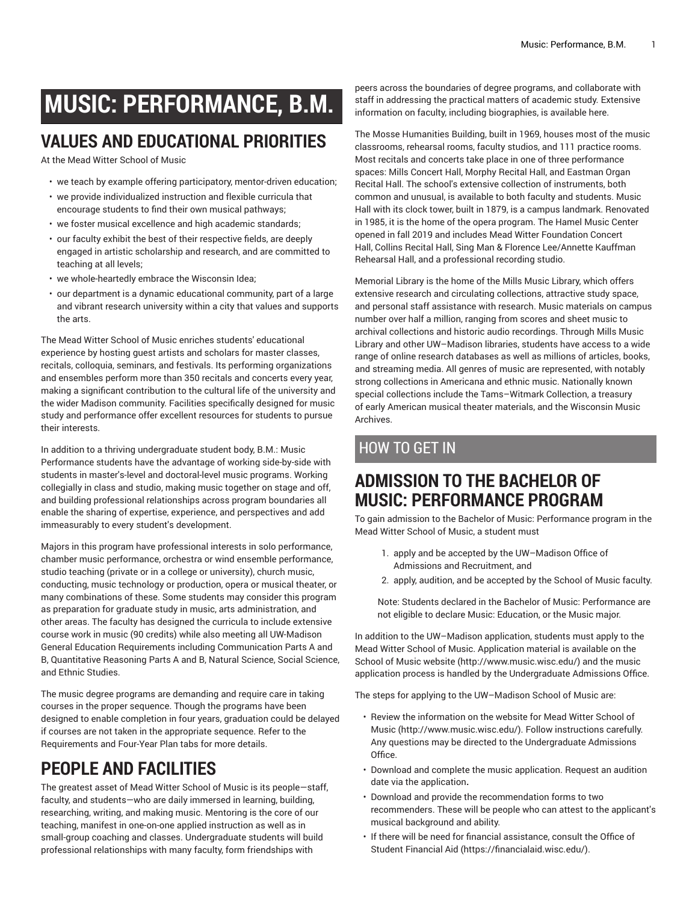# MUSIC: PERFORMANCE, B.M.

## VALUES AND EDUCATIONAL PRIORITIES

At the Mead Witter School of Music

- we teach by example offering participatory, mentor-driven education;
- we provide individualized instruction and flexible curricula that encourage students to find their own musical pathways;
- we foster musical excellence and high academic standards;
- our faculty exhibit the best of their respective fields, are deeply engaged in artistic scholarship and research, and are committed to teaching at all levels;
- we whole-heartedly embrace the Wisconsin Idea;
- our department is a dynamic educational community, part of a large and vibrant research university within a city that values and supports the arts.

The Mead Witter School of Music enriches students' educational experience by hosting guest artists and scholars for master classes, recitals, colloquia, seminars, and festivals. Its performing organizations and ensembles perform more than 350 recitals and concerts every year, making a significant contribution to the cultural life of the university and the wider Madison community. Facilities specifically designed for music study and performance offer excellent resources for students to pursue their interests.

In addition to a thriving undergraduate student body, B.M.: Music Performance students have the advantage of working side-by-side with students in master's-level and doctoral-level music programs. Working collegially in class and studio, making music together on stage and off, and building professional relationships across program boundaries all enable the sharing of expertise, experience, and perspectives and add immeasurably to every student's development.

Majors in this program have professional interests in solo performance, chamber music performance, orchestra or wind ensemble performance, studio teaching (private or in a college or university), church music, conducting, music technology or production, opera or musical theater, or many combinations of these. Some students may consider this program as preparation for graduate study in music, arts administration, and other areas. The faculty has designed the curricula to include extensive course work in music (90 credits) while also meeting all UW-Madison General Education Requirements including Communication Parts A and B, Quantitative Reasoning Parts A and B, Natural Science, Social Science, and Ethnic Studies.

The music degree programs are demanding and require care in taking courses in the proper sequence. Though the programs have been designed to enable completion in four years, graduation could be delayed if courses are not taken in the appropriate sequence. Refer to the Requirements and Four-Year Plan tabs for more details.

## PEOPLE AND FACILITIES

The greatest asset of Mead Witter School of Music is its people—staff, faculty, and students—who are daily immersed in learning, building, researching, writing, and making music. Mentoring is the core of our teaching, manifest in one-on-one applied instruction as well as in small-group coaching and classes. Undergraduate students will build professional relationships with many faculty, form friendships with peers across the boundaries of degree programs, and collaborate with staff in addressing the practical matters of academic study. Extensive information on faculty, including biographies, is available here.

The Mosse Humanities Building, built in 1969, houses most of the music classrooms, rehearsal rooms, faculty studios, and 111 practice rooms. Most recitals and concerts take place in one of three performance spaces: Mills Concert Hall, Morphy Recital Hall, and Eastman Organ Recital Hall. The school's extensive collection of instruments, both common and unusual, is available to both faculty and students. Music Hall with its clock tower, built in 1879, is a campus landmark. Renovated in 1985, it is the home of the opera program. The Hamel Music Center opened in fall 2019 and includes Mead Witter Foundation Concert Hall, Collins Recital Hall, Sing Man & Florence Lee/Annette Kauffman Rehearsal Hall, and a professional recording studio.

Memorial Library is the home of the Mills Music Library, which offers extensive research and circulating collections, attractive study space, and personal staff assistance with research. Music materials on campus number over half a million, ranging from scores and sheet music to archival collections and historic audio recordings. Through Mills Music Library and other UW–Madison libraries, students have access to a wide range of online research databases as well as millions of articles, books, and streaming media. All genres of music are represented, with notably strong collections in Americana and ethnic music. Nationally known special collections include the Tams–Witmark Collection, a treasury of early American musical theater materials, and the Wisconsin Music Archives.

## HOW TO GET IN

## ADMISSION TO THE BACHELOR OF MUSIC: PERFORMANCE PROGRAM

To gain admission to the Bachelor of Music: Performance program in the Mead Witter School of Music, a student must

1. apply and be accepted by the UW–Madison Office of Admissions and Recruitment, and
2. apply, audition, and be accepted by the School of Music faculty.

Note: Students declared in the Bachelor of Music: Performance are not eligible to declare Music: Education, or the Music major.

In addition to the UW–Madison application, students must apply to the Mead Witter School of Music. Application material is available on the School of Music website (http://www.music.wisc.edu/) and the music application process is handled by the Undergraduate Admissions Office.

The steps for applying to the UW–Madison School of Music are:

- Review the information on the website for Mead Witter School of Music (http://www.music.wisc.edu/). Follow instructions carefully. Any questions may be directed to the Undergraduate Admissions Office.
- Download and complete the music application. Request an audition date via the application.
- Download and provide the recommendation forms to two recommenders. These will be people who can attest to the applicant's musical background and ability.
- If there will be need for financial assistance, consult the Office of Student Financial Aid (https://financialaid.wisc.edu/).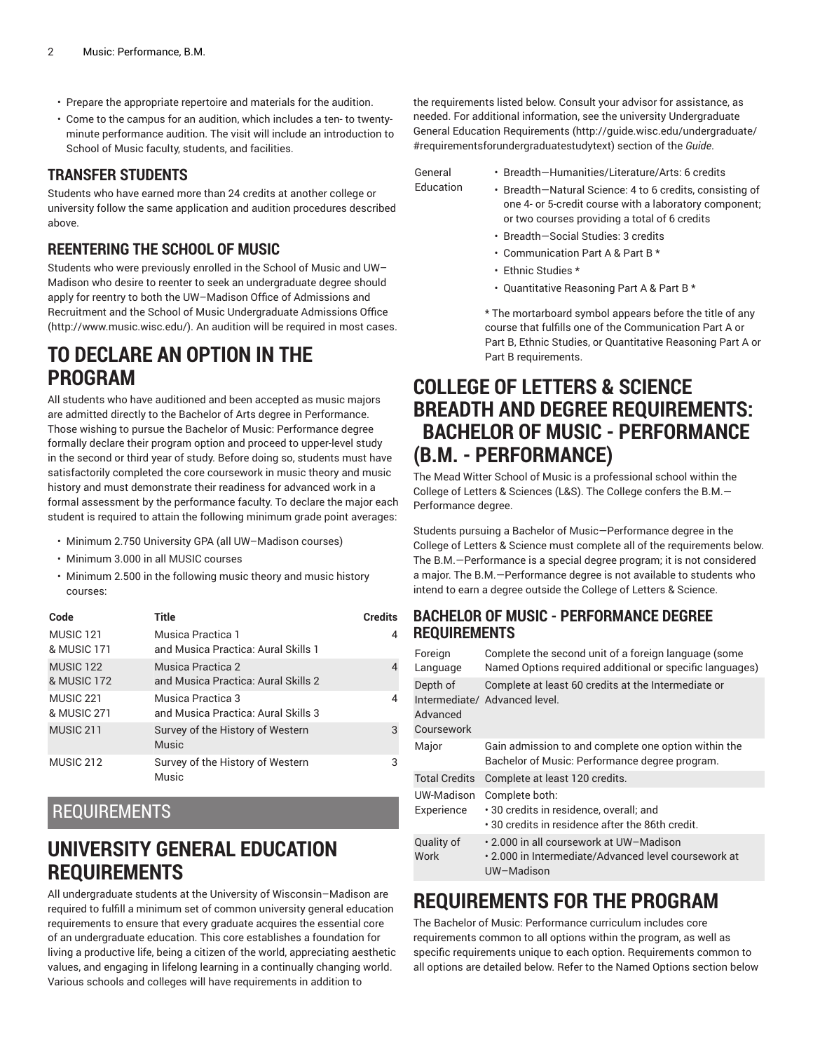- Prepare the appropriate repertoire and materials for the audition.
- Come to the campus for an audition, which includes a ten- to twenty-minute performance audition. The visit will include an introduction to School of Music faculty, students, and facilities.

### TRANSFER STUDENTS

Students who have earned more than 24 credits at another college or university follow the same application and audition procedures described above.

### REENTERING THE SCHOOL OF MUSIC

Students who were previously enrolled in the School of Music and UW–Madison who desire to reenter to seek an undergraduate degree should apply for reentry to both the UW–Madison Office of Admissions and Recruitment and the School of Music Undergraduate Admissions Office (http://www.music.wisc.edu/). An audition will be required in most cases.

## TO DECLARE AN OPTION IN THE PROGRAM

All students who have auditioned and been accepted as music majors are admitted directly to the Bachelor of Arts degree in Performance. Those wishing to pursue the Bachelor of Music: Performance degree formally declare their program option and proceed to upper-level study in the second or third year of study. Before doing so, students must have satisfactorily completed the core coursework in music theory and music history and must demonstrate their readiness for advanced work in a formal assessment by the performance faculty. To declare the major each student is required to attain the following minimum grade point averages:

- Minimum 2.750 University GPA (all UW–Madison courses)
- Minimum 3.000 in all MUSIC courses
- Minimum 2.500 in the following music theory and music history courses:

| Code | Title | Credits |
|---|---|---|
| MUSIC 121 & MUSIC 171 | Musica Practica 1 and Musica Practica: Aural Skills 1 | 4 |
| MUSIC 122 & MUSIC 172 | Musica Practica 2 and Musica Practica: Aural Skills 2 | 4 |
| MUSIC 221 & MUSIC 271 | Musica Practica 3 and Musica Practica: Aural Skills 3 | 4 |
| MUSIC 211 | Survey of the History of Western Music | 3 |
| MUSIC 212 | Survey of the History of Western Music | 3 |

# REQUIREMENTS

## UNIVERSITY GENERAL EDUCATION REQUIREMENTS

All undergraduate students at the University of Wisconsin–Madison are required to fulfill a minimum set of common university general education requirements to ensure that every graduate acquires the essential core of an undergraduate education. This core establishes a foundation for living a productive life, being a citizen of the world, appreciating aesthetic values, and engaging in lifelong learning in a continually changing world. Various schools and colleges will have requirements in addition to the requirements listed below. Consult your advisor for assistance, as needed. For additional information, see the university Undergraduate General Education Requirements (http://guide.wisc.edu/undergraduate/#requirementsforundergraduatestudytext) section of the *Guide*.

| | |
|---|---|
| General Education | • Breadth—Humanities/Literature/Arts: 6 credits<br>• Breadth—Natural Science: 4 to 6 credits, consisting of one 4- or 5-credit course with a laboratory component; or two courses providing a total of 6 credits<br>• Breadth—Social Studies: 3 credits<br>• Communication Part A & Part B *<br>• Ethnic Studies *<br>• Quantitative Reasoning Part A & Part B *<br><br>* The mortarboard symbol appears before the title of any course that fulfills one of the Communication Part A or Part B, Ethnic Studies, or Quantitative Reasoning Part A or Part B requirements. |

## COLLEGE OF LETTERS & SCIENCE BREADTH AND DEGREE REQUIREMENTS: BACHELOR OF MUSIC - PERFORMANCE (B.M. - PERFORMANCE)

The Mead Witter School of Music is a professional school within the College of Letters & Sciences (L&S). The College confers the B.M.—Performance degree.

Students pursuing a Bachelor of Music—Performance degree in the College of Letters & Science must complete all of the requirements below. The B.M.—Performance is a special degree program; it is not considered a major. The B.M.—Performance degree is not available to students who intend to earn a degree outside the College of Letters & Science.

### BACHELOR OF MUSIC - PERFORMANCE DEGREE REQUIREMENTS

| | |
|---|---|
| Foreign Language | Complete the second unit of a foreign language (some Named Options required additional or specific languages) |
| Depth of Intermediate/ Advanced Coursework | Complete at least 60 credits at the Intermediate or Advanced level. |
| Major | Gain admission to and complete one option within the Bachelor of Music: Performance degree program. |
| Total Credits | Complete at least 120 credits. |
| UW-Madison Experience | Complete both:<br>• 30 credits in residence, overall; and<br>• 30 credits in residence after the 86th credit. |
| Quality of Work | • 2.000 in all coursework at UW–Madison<br>• 2.000 in Intermediate/Advanced level coursework at UW–Madison |

## REQUIREMENTS FOR THE PROGRAM

The Bachelor of Music: Performance curriculum includes core requirements common to all options within the program, as well as specific requirements unique to each option. Requirements common to all options are detailed below. Refer to the Named Options section below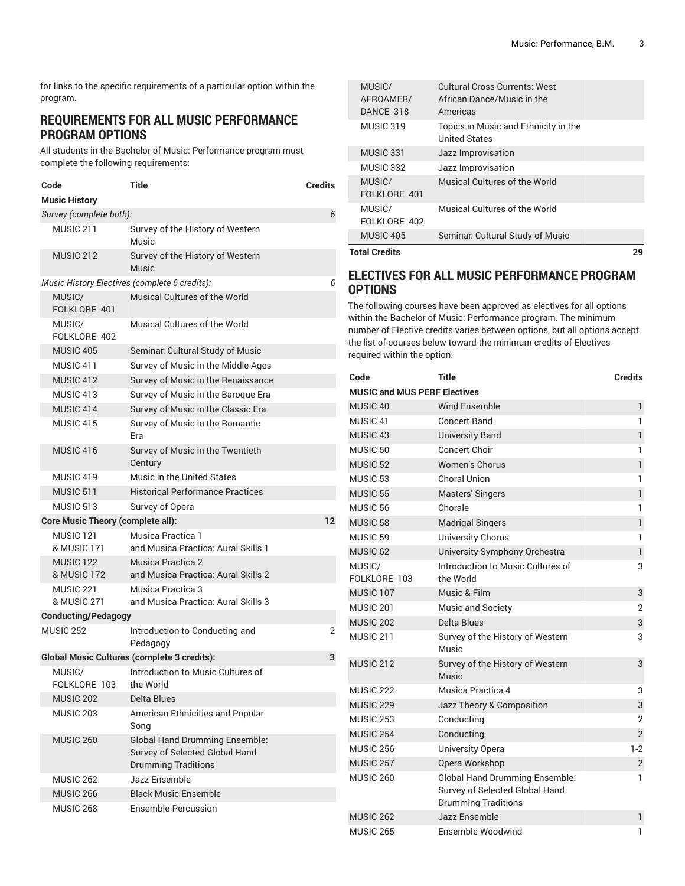for links to the specific requirements of a particular option within the program.

## REQUIREMENTS FOR ALL MUSIC PERFORMANCE PROGRAM OPTIONS

All students in the Bachelor of Music: Performance program must complete the following requirements:

| Code | Title | Credits |
|---|---|---|
| **Music History** | | |
| *Survey (complete both):* | | *6* |
| MUSIC 211 | Survey of the History of Western Music | |
| MUSIC 212 | Survey of the History of Western Music | |
| *Music History Electives (complete 6 credits):* | | *6* |
| MUSIC/ FOLKLORE 401 | Musical Cultures of the World | |
| MUSIC/ FOLKLORE 402 | Musical Cultures of the World | |
| MUSIC 405 | Seminar: Cultural Study of Music | |
| MUSIC 411 | Survey of Music in the Middle Ages | |
| MUSIC 412 | Survey of Music in the Renaissance | |
| MUSIC 413 | Survey of Music in the Baroque Era | |
| MUSIC 414 | Survey of Music in the Classic Era | |
| MUSIC 415 | Survey of Music in the Romantic Era | |
| MUSIC 416 | Survey of Music in the Twentieth Century | |
| MUSIC 419 | Music in the United States | |
| MUSIC 511 | Historical Performance Practices | |
| MUSIC 513 | Survey of Opera | |
| **Core Music Theory (complete all):** | | **12** |
| MUSIC 121 & MUSIC 171 | Musica Practica 1 and Musica Practica: Aural Skills 1 | |
| MUSIC 122 & MUSIC 172 | Musica Practica 2 and Musica Practica: Aural Skills 2 | |
| MUSIC 221 & MUSIC 271 | Musica Practica 3 and Musica Practica: Aural Skills 3 | |
| **Conducting/Pedagogy** | | |
| MUSIC 252 | Introduction to Conducting and Pedagogy | 2 |
| **Global Music Cultures (complete 3 credits):** | | **3** |
| MUSIC/ FOLKLORE 103 | Introduction to Music Cultures of the World | |
| MUSIC 202 | Delta Blues | |
| MUSIC 203 | American Ethnicities and Popular Song | |
| MUSIC 260 | Global Hand Drumming Ensemble: Survey of Selected Global Hand Drumming Traditions | |
| MUSIC 262 | Jazz Ensemble | |
| MUSIC 266 | Black Music Ensemble | |
| MUSIC 268 | Ensemble-Percussion | |
| MUSIC/ AFROAMER/ DANCE 318 | Cultural Cross Currents: West African Dance/Music in the Americas | |
| MUSIC 319 | Topics in Music and Ethnicity in the United States | |
| MUSIC 331 | Jazz Improvisation | |
| MUSIC 332 | Jazz Improvisation | |
| MUSIC/ FOLKLORE 401 | Musical Cultures of the World | |
| MUSIC/ FOLKLORE 402 | Musical Cultures of the World | |
| MUSIC 405 | Seminar: Cultural Study of Music | |
| **Total Credits** | | **29** |

## ELECTIVES FOR ALL MUSIC PERFORMANCE PROGRAM OPTIONS

The following courses have been approved as electives for all options within the Bachelor of Music: Performance program. The minimum number of Elective credits varies between options, but all options accept the list of courses below toward the minimum credits of Electives required within the option.

| Code | Title | Credits |
|---|---|---|
| **MUSIC and MUS PERF Electives** | | |
| MUSIC 40 | Wind Ensemble | 1 |
| MUSIC 41 | Concert Band | 1 |
| MUSIC 43 | University Band | 1 |
| MUSIC 50 | Concert Choir | 1 |
| MUSIC 52 | Women's Chorus | 1 |
| MUSIC 53 | Choral Union | 1 |
| MUSIC 55 | Masters' Singers | 1 |
| MUSIC 56 | Chorale | 1 |
| MUSIC 58 | Madrigal Singers | 1 |
| MUSIC 59 | University Chorus | 1 |
| MUSIC 62 | University Symphony Orchestra | 1 |
| MUSIC/ FOLKLORE 103 | Introduction to Music Cultures of the World | 3 |
| MUSIC 107 | Music & Film | 3 |
| MUSIC 201 | Music and Society | 2 |
| MUSIC 202 | Delta Blues | 3 |
| MUSIC 211 | Survey of the History of Western Music | 3 |
| MUSIC 212 | Survey of the History of Western Music | 3 |
| MUSIC 222 | Musica Practica 4 | 3 |
| MUSIC 229 | Jazz Theory & Composition | 3 |
| MUSIC 253 | Conducting | 2 |
| MUSIC 254 | Conducting | 2 |
| MUSIC 256 | University Opera | 1-2 |
| MUSIC 257 | Opera Workshop | 2 |
| MUSIC 260 | Global Hand Drumming Ensemble: Survey of Selected Global Hand Drumming Traditions | 1 |
| MUSIC 262 | Jazz Ensemble | 1 |
| MUSIC 265 | Ensemble-Woodwind | 1 |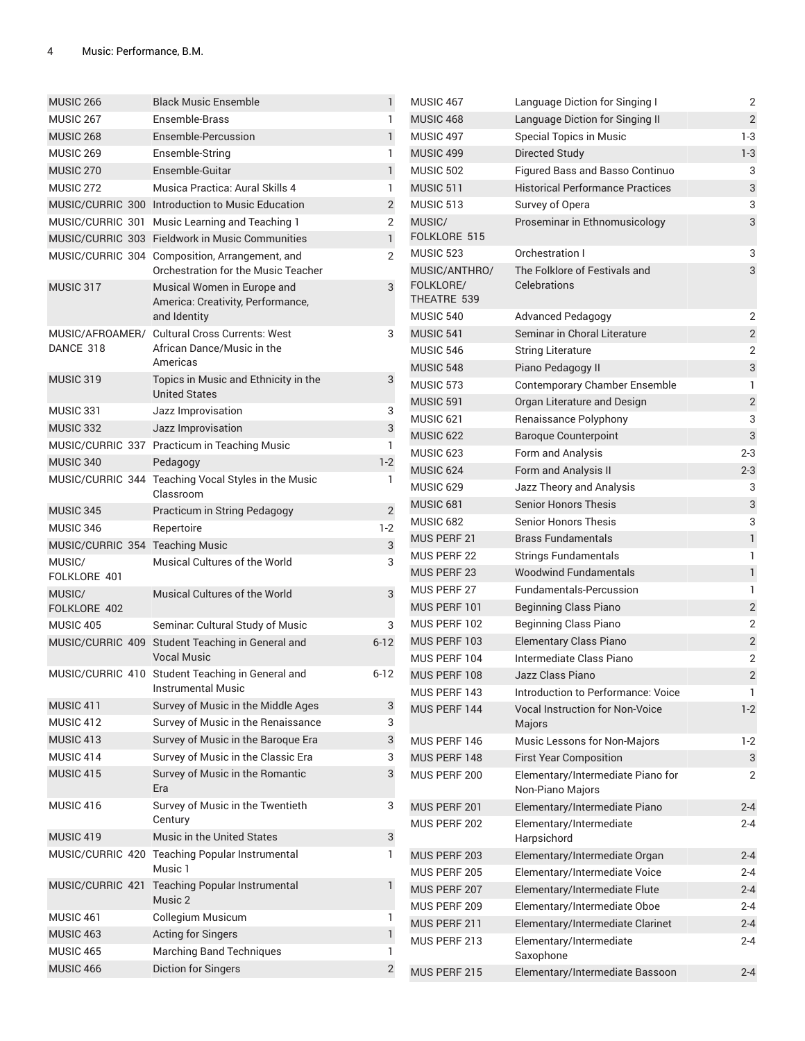| | | |
|---|---|---|
| MUSIC 266 | Black Music Ensemble | 1 |
| MUSIC 267 | Ensemble-Brass | 1 |
| MUSIC 268 | Ensemble-Percussion | 1 |
| MUSIC 269 | Ensemble-String | 1 |
| MUSIC 270 | Ensemble-Guitar | 1 |
| MUSIC 272 | Musica Practica: Aural Skills 4 | 1 |
| MUSIC/CURRIC 300 | Introduction to Music Education | 2 |
| MUSIC/CURRIC 301 | Music Learning and Teaching 1 | 2 |
| MUSIC/CURRIC 303 | Fieldwork in Music Communities | 1 |
| MUSIC/CURRIC 304 | Composition, Arrangement, and Orchestration for the Music Teacher | 2 |
| MUSIC 317 | Musical Women in Europe and America: Creativity, Performance, and Identity | 3 |
| MUSIC/AFROAMER/ DANCE 318 | Cultural Cross Currents: West African Dance/Music in the Americas | 3 |
| MUSIC 319 | Topics in Music and Ethnicity in the United States | 3 |
| MUSIC 331 | Jazz Improvisation | 3 |
| MUSIC 332 | Jazz Improvisation | 3 |
| MUSIC/CURRIC 337 | Practicum in Teaching Music | 1 |
| MUSIC 340 | Pedagogy | 1-2 |
| MUSIC/CURRIC 344 | Teaching Vocal Styles in the Music Classroom | 1 |
| MUSIC 345 | Practicum in String Pedagogy | 2 |
| MUSIC 346 | Repertoire | 1-2 |
| MUSIC/CURRIC 354 | Teaching Music | 3 |
| MUSIC/ FOLKLORE 401 | Musical Cultures of the World | 3 |
| MUSIC/ FOLKLORE 402 | Musical Cultures of the World | 3 |
| MUSIC 405 | Seminar: Cultural Study of Music | 3 |
| MUSIC/CURRIC 409 | Student Teaching in General and Vocal Music | 6-12 |
| MUSIC/CURRIC 410 | Student Teaching in General and Instrumental Music | 6-12 |
| MUSIC 411 | Survey of Music in the Middle Ages | 3 |
| MUSIC 412 | Survey of Music in the Renaissance | 3 |
| MUSIC 413 | Survey of Music in the Baroque Era | 3 |
| MUSIC 414 | Survey of Music in the Classic Era | 3 |
| MUSIC 415 | Survey of Music in the Romantic Era | 3 |
| MUSIC 416 | Survey of Music in the Twentieth Century | 3 |
| MUSIC 419 | Music in the United States | 3 |
| MUSIC/CURRIC 420 | Teaching Popular Instrumental Music 1 | 1 |
| MUSIC/CURRIC 421 | Teaching Popular Instrumental Music 2 | 1 |
| MUSIC 461 | Collegium Musicum | 1 |
| MUSIC 463 | Acting for Singers | 1 |
| MUSIC 465 | Marching Band Techniques | 1 |
| MUSIC 466 | Diction for Singers | 2 |
| MUSIC 467 | Language Diction for Singing I | 2 |
| MUSIC 468 | Language Diction for Singing II | 2 |
| MUSIC 497 | Special Topics in Music | 1-3 |
| MUSIC 499 | Directed Study | 1-3 |
| MUSIC 502 | Figured Bass and Basso Continuo | 3 |
| MUSIC 511 | Historical Performance Practices | 3 |
| MUSIC 513 | Survey of Opera | 3 |
| MUSIC/ FOLKLORE 515 | Proseminar in Ethnomusicology | 3 |
| MUSIC 523 | Orchestration I | 3 |
| MUSIC/ANTHRO/ FOLKLORE/ THEATRE 539 | The Folklore of Festivals and Celebrations | 3 |
| MUSIC 540 | Advanced Pedagogy | 2 |
| MUSIC 541 | Seminar in Choral Literature | 2 |
| MUSIC 546 | String Literature | 2 |
| MUSIC 548 | Piano Pedagogy II | 3 |
| MUSIC 573 | Contemporary Chamber Ensemble | 1 |
| MUSIC 591 | Organ Literature and Design | 2 |
| MUSIC 621 | Renaissance Polyphony | 3 |
| MUSIC 622 | Baroque Counterpoint | 3 |
| MUSIC 623 | Form and Analysis | 2-3 |
| MUSIC 624 | Form and Analysis II | 2-3 |
| MUSIC 629 | Jazz Theory and Analysis | 3 |
| MUSIC 681 | Senior Honors Thesis | 3 |
| MUSIC 682 | Senior Honors Thesis | 3 |
| MUS PERF 21 | Brass Fundamentals | 1 |
| MUS PERF 22 | Strings Fundamentals | 1 |
| MUS PERF 23 | Woodwind Fundamentals | 1 |
| MUS PERF 27 | Fundamentals-Percussion | 1 |
| MUS PERF 101 | Beginning Class Piano | 2 |
| MUS PERF 102 | Beginning Class Piano | 2 |
| MUS PERF 103 | Elementary Class Piano | 2 |
| MUS PERF 104 | Intermediate Class Piano | 2 |
| MUS PERF 108 | Jazz Class Piano | 2 |
| MUS PERF 143 | Introduction to Performance: Voice | 1 |
| MUS PERF 144 | Vocal Instruction for Non-Voice Majors | 1-2 |
| MUS PERF 146 | Music Lessons for Non-Majors | 1-2 |
| MUS PERF 148 | First Year Composition | 3 |
| MUS PERF 200 | Elementary/Intermediate Piano for Non-Piano Majors | 2 |
| MUS PERF 201 | Elementary/Intermediate Piano | 2-4 |
| MUS PERF 202 | Elementary/Intermediate Harpsichord | 2-4 |
| MUS PERF 203 | Elementary/Intermediate Organ | 2-4 |
| MUS PERF 205 | Elementary/Intermediate Voice | 2-4 |
| MUS PERF 207 | Elementary/Intermediate Flute | 2-4 |
| MUS PERF 209 | Elementary/Intermediate Oboe | 2-4 |
| MUS PERF 211 | Elementary/Intermediate Clarinet | 2-4 |
| MUS PERF 213 | Elementary/Intermediate Saxophone | 2-4 |
| MUS PERF 215 | Elementary/Intermediate Bassoon | 2-4 |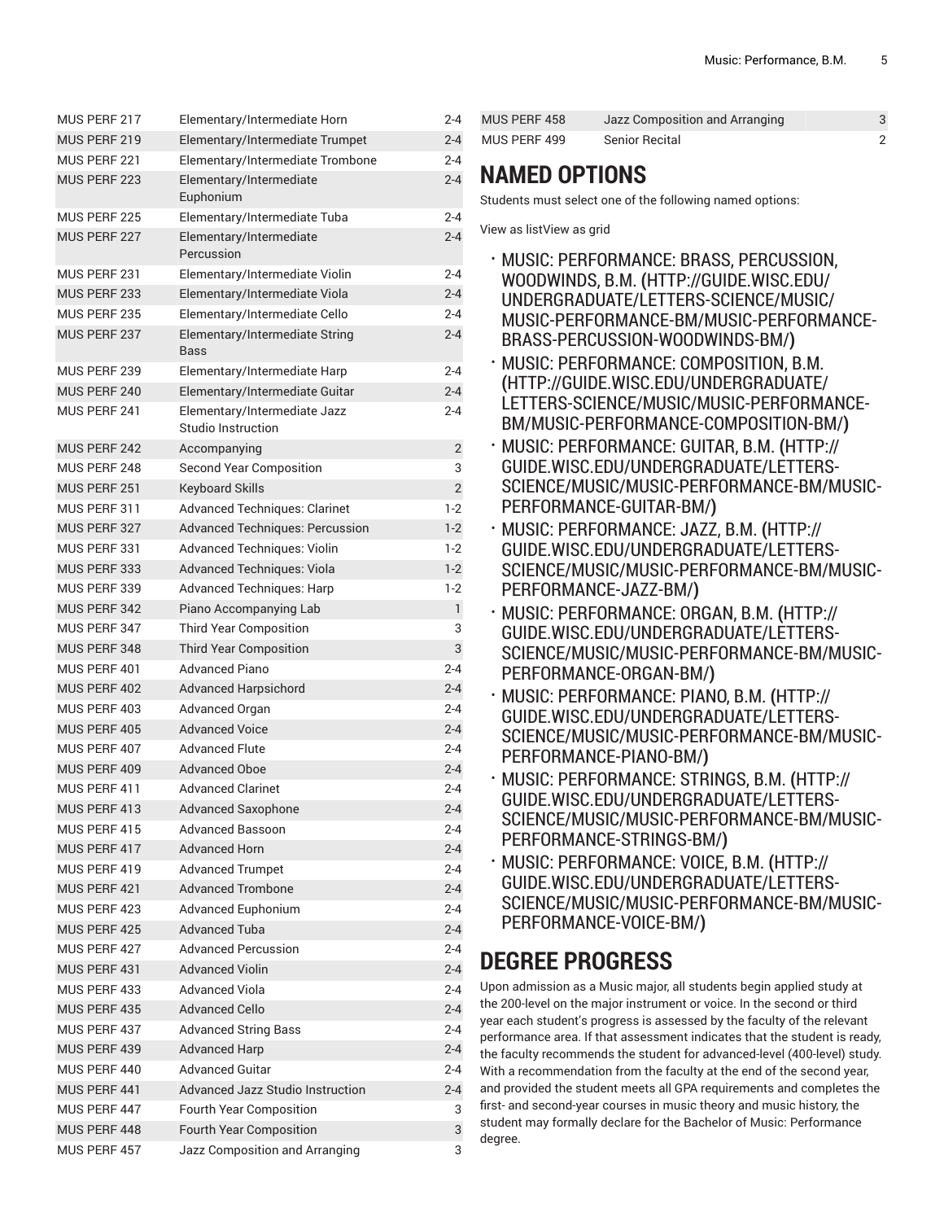| | | |
|---|---|---|
| MUS PERF 217 | Elementary/Intermediate Horn | 2-4 |
| MUS PERF 219 | Elementary/Intermediate Trumpet | 2-4 |
| MUS PERF 221 | Elementary/Intermediate Trombone | 2-4 |
| MUS PERF 223 | Elementary/Intermediate Euphonium | 2-4 |
| MUS PERF 225 | Elementary/Intermediate Tuba | 2-4 |
| MUS PERF 227 | Elementary/Intermediate Percussion | 2-4 |
| MUS PERF 231 | Elementary/Intermediate Violin | 2-4 |
| MUS PERF 233 | Elementary/Intermediate Viola | 2-4 |
| MUS PERF 235 | Elementary/Intermediate Cello | 2-4 |
| MUS PERF 237 | Elementary/Intermediate String Bass | 2-4 |
| MUS PERF 239 | Elementary/Intermediate Harp | 2-4 |
| MUS PERF 240 | Elementary/Intermediate Guitar | 2-4 |
| MUS PERF 241 | Elementary/Intermediate Jazz Studio Instruction | 2-4 |
| MUS PERF 242 | Accompanying | 2 |
| MUS PERF 248 | Second Year Composition | 3 |
| MUS PERF 251 | Keyboard Skills | 2 |
| MUS PERF 311 | Advanced Techniques: Clarinet | 1-2 |
| MUS PERF 327 | Advanced Techniques: Percussion | 1-2 |
| MUS PERF 331 | Advanced Techniques: Violin | 1-2 |
| MUS PERF 333 | Advanced Techniques: Viola | 1-2 |
| MUS PERF 339 | Advanced Techniques: Harp | 1-2 |
| MUS PERF 342 | Piano Accompanying Lab | 1 |
| MUS PERF 347 | Third Year Composition | 3 |
| MUS PERF 348 | Third Year Composition | 3 |
| MUS PERF 401 | Advanced Piano | 2-4 |
| MUS PERF 402 | Advanced Harpsichord | 2-4 |
| MUS PERF 403 | Advanced Organ | 2-4 |
| MUS PERF 405 | Advanced Voice | 2-4 |
| MUS PERF 407 | Advanced Flute | 2-4 |
| MUS PERF 409 | Advanced Oboe | 2-4 |
| MUS PERF 411 | Advanced Clarinet | 2-4 |
| MUS PERF 413 | Advanced Saxophone | 2-4 |
| MUS PERF 415 | Advanced Bassoon | 2-4 |
| MUS PERF 417 | Advanced Horn | 2-4 |
| MUS PERF 419 | Advanced Trumpet | 2-4 |
| MUS PERF 421 | Advanced Trombone | 2-4 |
| MUS PERF 423 | Advanced Euphonium | 2-4 |
| MUS PERF 425 | Advanced Tuba | 2-4 |
| MUS PERF 427 | Advanced Percussion | 2-4 |
| MUS PERF 431 | Advanced Violin | 2-4 |
| MUS PERF 433 | Advanced Viola | 2-4 |
| MUS PERF 435 | Advanced Cello | 2-4 |
| MUS PERF 437 | Advanced String Bass | 2-4 |
| MUS PERF 439 | Advanced Harp | 2-4 |
| MUS PERF 440 | Advanced Guitar | 2-4 |
| MUS PERF 441 | Advanced Jazz Studio Instruction | 2-4 |
| MUS PERF 447 | Fourth Year Composition | 3 |
| MUS PERF 448 | Fourth Year Composition | 3 |
| MUS PERF 457 | Jazz Composition and Arranging | 3 |
| MUS PERF 458 | Jazz Composition and Arranging | 3 |
| MUS PERF 499 | Senior Recital | 2 |

# NAMED OPTIONS

Students must select one of the following named options:

View as listView as grid

- MUSIC: PERFORMANCE: BRASS, PERCUSSION, WOODWINDS, B.M. (HTTP://GUIDE.WISC.EDU/UNDERGRADUATE/LETTERS-SCIENCE/MUSIC/MUSIC-PERFORMANCE-BM/MUSIC-PERFORMANCE-BRASS-PERCUSSION-WOODWINDS-BM/)
- MUSIC: PERFORMANCE: COMPOSITION, B.M. (HTTP://GUIDE.WISC.EDU/UNDERGRADUATE/LETTERS-SCIENCE/MUSIC/MUSIC-PERFORMANCE-BM/MUSIC-PERFORMANCE-COMPOSITION-BM/)
- MUSIC: PERFORMANCE: GUITAR, B.M. (HTTP://GUIDE.WISC.EDU/UNDERGRADUATE/LETTERS-SCIENCE/MUSIC/MUSIC-PERFORMANCE-BM/MUSIC-PERFORMANCE-GUITAR-BM/)
- MUSIC: PERFORMANCE: JAZZ, B.M. (HTTP://GUIDE.WISC.EDU/UNDERGRADUATE/LETTERS-SCIENCE/MUSIC/MUSIC-PERFORMANCE-BM/MUSIC-PERFORMANCE-JAZZ-BM/)
- MUSIC: PERFORMANCE: ORGAN, B.M. (HTTP://GUIDE.WISC.EDU/UNDERGRADUATE/LETTERS-SCIENCE/MUSIC/MUSIC-PERFORMANCE-BM/MUSIC-PERFORMANCE-ORGAN-BM/)
- MUSIC: PERFORMANCE: PIANO, B.M. (HTTP://GUIDE.WISC.EDU/UNDERGRADUATE/LETTERS-SCIENCE/MUSIC/MUSIC-PERFORMANCE-BM/MUSIC-PERFORMANCE-PIANO-BM/)
- MUSIC: PERFORMANCE: STRINGS, B.M. (HTTP://GUIDE.WISC.EDU/UNDERGRADUATE/LETTERS-SCIENCE/MUSIC/MUSIC-PERFORMANCE-BM/MUSIC-PERFORMANCE-STRINGS-BM/)
- MUSIC: PERFORMANCE: VOICE, B.M. (HTTP://GUIDE.WISC.EDU/UNDERGRADUATE/LETTERS-SCIENCE/MUSIC/MUSIC-PERFORMANCE-BM/MUSIC-PERFORMANCE-VOICE-BM/)

# DEGREE PROGRESS

Upon admission as a Music major, all students begin applied study at the 200-level on the major instrument or voice. In the second or third year each student's progress is assessed by the faculty of the relevant performance area. If that assessment indicates that the student is ready, the faculty recommends the student for advanced-level (400-level) study. With a recommendation from the faculty at the end of the second year, and provided the student meets all GPA requirements and completes the first- and second-year courses in music theory and music history, the student may formally declare for the Bachelor of Music: Performance degree.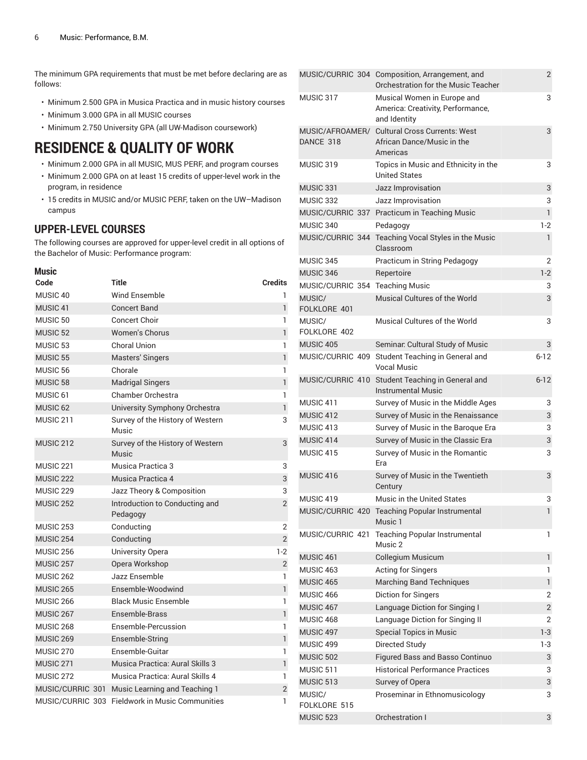The minimum GPA requirements that must be met before declaring are as follows:

- Minimum 2.500 GPA in Musica Practica and in music history courses
- Minimum 3.000 GPA in all MUSIC courses
- Minimum 2.750 University GPA (all UW-Madison coursework)

# RESIDENCE & QUALITY OF WORK

- Minimum 2.000 GPA in all MUSIC, MUS PERF, and program courses
- Minimum 2.000 GPA on at least 15 credits of upper-level work in the program, in residence
- 15 credits in MUSIC and/or MUSIC PERF, taken on the UW–Madison campus

## UPPER-LEVEL COURSES

The following courses are approved for upper-level credit in all options of the Bachelor of Music: Performance program:

### Music

| Code | Title | Credits |
|---|---|---|
| MUSIC 40 | Wind Ensemble | 1 |
| MUSIC 41 | Concert Band | 1 |
| MUSIC 50 | Concert Choir | 1 |
| MUSIC 52 | Women's Chorus | 1 |
| MUSIC 53 | Choral Union | 1 |
| MUSIC 55 | Masters' Singers | 1 |
| MUSIC 56 | Chorale | 1 |
| MUSIC 58 | Madrigal Singers | 1 |
| MUSIC 61 | Chamber Orchestra | 1 |
| MUSIC 62 | University Symphony Orchestra | 1 |
| MUSIC 211 | Survey of the History of Western Music | 3 |
| MUSIC 212 | Survey of the History of Western Music | 3 |
| MUSIC 221 | Musica Practica 3 | 3 |
| MUSIC 222 | Musica Practica 4 | 3 |
| MUSIC 229 | Jazz Theory & Composition | 3 |
| MUSIC 252 | Introduction to Conducting and Pedagogy | 2 |
| MUSIC 253 | Conducting | 2 |
| MUSIC 254 | Conducting | 2 |
| MUSIC 256 | University Opera | 1-2 |
| MUSIC 257 | Opera Workshop | 2 |
| MUSIC 262 | Jazz Ensemble | 1 |
| MUSIC 265 | Ensemble-Woodwind | 1 |
| MUSIC 266 | Black Music Ensemble | 1 |
| MUSIC 267 | Ensemble-Brass | 1 |
| MUSIC 268 | Ensemble-Percussion | 1 |
| MUSIC 269 | Ensemble-String | 1 |
| MUSIC 270 | Ensemble-Guitar | 1 |
| MUSIC 271 | Musica Practica: Aural Skills 3 | 1 |
| MUSIC 272 | Musica Practica: Aural Skills 4 | 1 |
| MUSIC/CURRIC 301 | Music Learning and Teaching 1 | 2 |
| MUSIC/CURRIC 303 | Fieldwork in Music Communities | 1 |
| MUSIC/CURRIC 304 | Composition, Arrangement, and Orchestration for the Music Teacher | 2 |
| MUSIC 317 | Musical Women in Europe and America: Creativity, Performance, and Identity | 3 |
| MUSIC/AFROAMER/DANCE 318 | Cultural Cross Currents: West African Dance/Music in the Americas | 3 |
| MUSIC 319 | Topics in Music and Ethnicity in the United States | 3 |
| MUSIC 331 | Jazz Improvisation | 3 |
| MUSIC 332 | Jazz Improvisation | 3 |
| MUSIC/CURRIC 337 | Practicum in Teaching Music | 1 |
| MUSIC 340 | Pedagogy | 1-2 |
| MUSIC/CURRIC 344 | Teaching Vocal Styles in the Music Classroom | 1 |
| MUSIC 345 | Practicum in String Pedagogy | 2 |
| MUSIC 346 | Repertoire | 1-2 |
| MUSIC/CURRIC 354 | Teaching Music | 3 |
| MUSIC/FOLKLORE 401 | Musical Cultures of the World | 3 |
| MUSIC/FOLKLORE 402 | Musical Cultures of the World | 3 |
| MUSIC 405 | Seminar: Cultural Study of Music | 3 |
| MUSIC/CURRIC 409 | Student Teaching in General and Vocal Music | 6-12 |
| MUSIC/CURRIC 410 | Student Teaching in General and Instrumental Music | 6-12 |
| MUSIC 411 | Survey of Music in the Middle Ages | 3 |
| MUSIC 412 | Survey of Music in the Renaissance | 3 |
| MUSIC 413 | Survey of Music in the Baroque Era | 3 |
| MUSIC 414 | Survey of Music in the Classic Era | 3 |
| MUSIC 415 | Survey of Music in the Romantic Era | 3 |
| MUSIC 416 | Survey of Music in the Twentieth Century | 3 |
| MUSIC 419 | Music in the United States | 3 |
| MUSIC/CURRIC 420 | Teaching Popular Instrumental Music 1 | 1 |
| MUSIC/CURRIC 421 | Teaching Popular Instrumental Music 2 | 1 |
| MUSIC 461 | Collegium Musicum | 1 |
| MUSIC 463 | Acting for Singers | 1 |
| MUSIC 465 | Marching Band Techniques | 1 |
| MUSIC 466 | Diction for Singers | 2 |
| MUSIC 467 | Language Diction for Singing I | 2 |
| MUSIC 468 | Language Diction for Singing II | 2 |
| MUSIC 497 | Special Topics in Music | 1-3 |
| MUSIC 499 | Directed Study | 1-3 |
| MUSIC 502 | Figured Bass and Basso Continuo | 3 |
| MUSIC 511 | Historical Performance Practices | 3 |
| MUSIC 513 | Survey of Opera | 3 |
| MUSIC/FOLKLORE 515 | Proseminar in Ethnomusicology | 3 |
| MUSIC 523 | Orchestration I | 3 |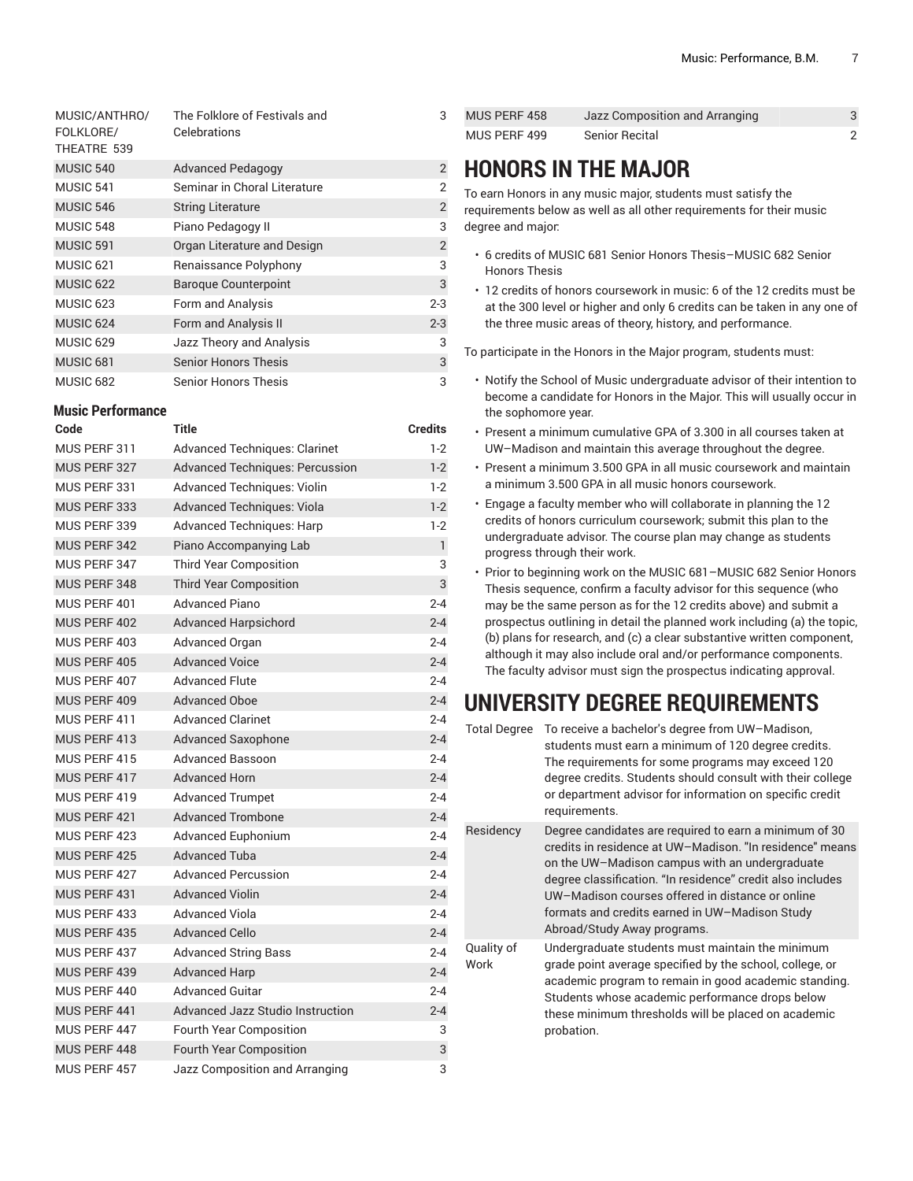| | | |
|---|---|---|
| MUSIC/ANTHRO/FOLKLORE/THEATRE 539 | The Folklore of Festivals and Celebrations | 3 |
| MUSIC 540 | Advanced Pedagogy | 2 |
| MUSIC 541 | Seminar in Choral Literature | 2 |
| MUSIC 546 | String Literature | 2 |
| MUSIC 548 | Piano Pedagogy II | 3 |
| MUSIC 591 | Organ Literature and Design | 2 |
| MUSIC 621 | Renaissance Polyphony | 3 |
| MUSIC 622 | Baroque Counterpoint | 3 |
| MUSIC 623 | Form and Analysis | 2-3 |
| MUSIC 624 | Form and Analysis II | 2-3 |
| MUSIC 629 | Jazz Theory and Analysis | 3 |
| MUSIC 681 | Senior Honors Thesis | 3 |
| MUSIC 682 | Senior Honors Thesis | 3 |

**Music Performance**

| Code | Title | Credits |
|---|---|---|
| MUS PERF 311 | Advanced Techniques: Clarinet | 1-2 |
| MUS PERF 327 | Advanced Techniques: Percussion | 1-2 |
| MUS PERF 331 | Advanced Techniques: Violin | 1-2 |
| MUS PERF 333 | Advanced Techniques: Viola | 1-2 |
| MUS PERF 339 | Advanced Techniques: Harp | 1-2 |
| MUS PERF 342 | Piano Accompanying Lab | 1 |
| MUS PERF 347 | Third Year Composition | 3 |
| MUS PERF 348 | Third Year Composition | 3 |
| MUS PERF 401 | Advanced Piano | 2-4 |
| MUS PERF 402 | Advanced Harpsichord | 2-4 |
| MUS PERF 403 | Advanced Organ | 2-4 |
| MUS PERF 405 | Advanced Voice | 2-4 |
| MUS PERF 407 | Advanced Flute | 2-4 |
| MUS PERF 409 | Advanced Oboe | 2-4 |
| MUS PERF 411 | Advanced Clarinet | 2-4 |
| MUS PERF 413 | Advanced Saxophone | 2-4 |
| MUS PERF 415 | Advanced Bassoon | 2-4 |
| MUS PERF 417 | Advanced Horn | 2-4 |
| MUS PERF 419 | Advanced Trumpet | 2-4 |
| MUS PERF 421 | Advanced Trombone | 2-4 |
| MUS PERF 423 | Advanced Euphonium | 2-4 |
| MUS PERF 425 | Advanced Tuba | 2-4 |
| MUS PERF 427 | Advanced Percussion | 2-4 |
| MUS PERF 431 | Advanced Violin | 2-4 |
| MUS PERF 433 | Advanced Viola | 2-4 |
| MUS PERF 435 | Advanced Cello | 2-4 |
| MUS PERF 437 | Advanced String Bass | 2-4 |
| MUS PERF 439 | Advanced Harp | 2-4 |
| MUS PERF 440 | Advanced Guitar | 2-4 |
| MUS PERF 441 | Advanced Jazz Studio Instruction | 2-4 |
| MUS PERF 447 | Fourth Year Composition | 3 |
| MUS PERF 448 | Fourth Year Composition | 3 |
| MUS PERF 457 | Jazz Composition and Arranging | 3 |
| MUS PERF 458 | Jazz Composition and Arranging | 3 |
| MUS PERF 499 | Senior Recital | 2 |

# HONORS IN THE MAJOR

To earn Honors in any music major, students must satisfy the requirements below as well as all other requirements for their music degree and major:

- 6 credits of MUSIC 681 Senior Honors Thesis–MUSIC 682 Senior Honors Thesis
- 12 credits of honors coursework in music: 6 of the 12 credits must be at the 300 level or higher and only 6 credits can be taken in any one of the three music areas of theory, history, and performance.

To participate in the Honors in the Major program, students must:

- Notify the School of Music undergraduate advisor of their intention to become a candidate for Honors in the Major. This will usually occur in the sophomore year.
- Present a minimum cumulative GPA of 3.300 in all courses taken at UW–Madison and maintain this average throughout the degree.
- Present a minimum 3.500 GPA in all music coursework and maintain a minimum 3.500 GPA in all music honors coursework.
- Engage a faculty member who will collaborate in planning the 12 credits of honors curriculum coursework; submit this plan to the undergraduate advisor. The course plan may change as students progress through their work.
- Prior to beginning work on the MUSIC 681–MUSIC 682 Senior Honors Thesis sequence, confirm a faculty advisor for this sequence (who may be the same person as for the 12 credits above) and submit a prospectus outlining in detail the planned work including (a) the topic, (b) plans for research, and (c) a clear substantive written component, although it may also include oral and/or performance components. The faculty advisor must sign the prospectus indicating approval.

# UNIVERSITY DEGREE REQUIREMENTS

| | |
|---|---|
| Total Degree | To receive a bachelor's degree from UW–Madison, students must earn a minimum of 120 degree credits. The requirements for some programs may exceed 120 degree credits. Students should consult with their college or department advisor for information on specific credit requirements. |
| Residency | Degree candidates are required to earn a minimum of 30 credits in residence at UW–Madison. "In residence" means on the UW–Madison campus with an undergraduate degree classification. "In residence" credit also includes UW–Madison courses offered in distance or online formats and credits earned in UW–Madison Study Abroad/Study Away programs. |
| Quality of Work | Undergraduate students must maintain the minimum grade point average specified by the school, college, or academic program to remain in good academic standing. Students whose academic performance drops below these minimum thresholds will be placed on academic probation. |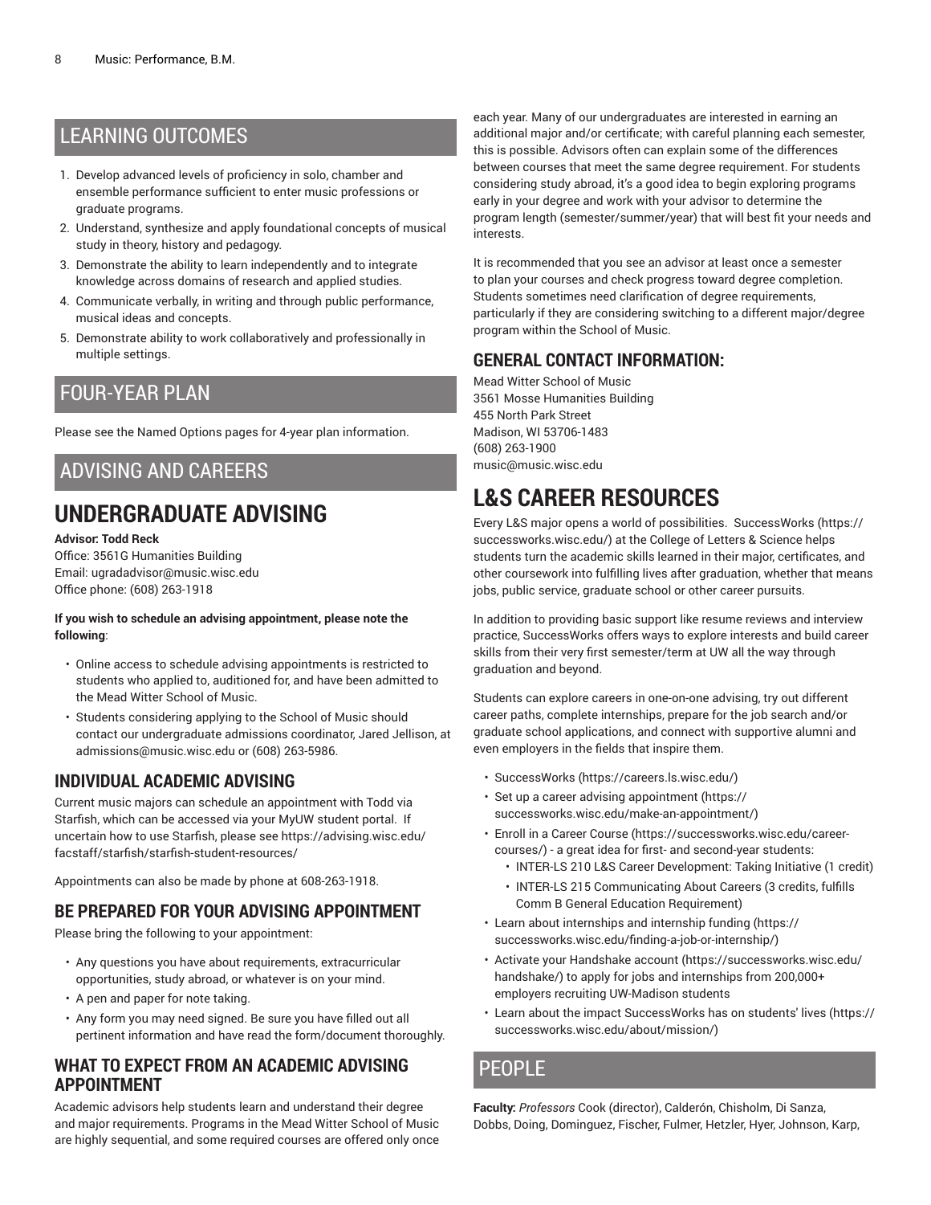## LEARNING OUTCOMES

1. Develop advanced levels of proficiency in solo, chamber and ensemble performance sufficient to enter music professions or graduate programs.
2. Understand, synthesize and apply foundational concepts of musical study in theory, history and pedagogy.
3. Demonstrate the ability to learn independently and to integrate knowledge across domains of research and applied studies.
4. Communicate verbally, in writing and through public performance, musical ideas and concepts.
5. Demonstrate ability to work collaboratively and professionally in multiple settings.

## FOUR-YEAR PLAN

Please see the Named Options pages for 4-year plan information.

## ADVISING AND CAREERS

# UNDERGRADUATE ADVISING

**Advisor: Todd Reck**
Office: 3561G Humanities Building
Email: ugradadvisor@music.wisc.edu
Office phone: (608) 263-1918

**If you wish to schedule an advising appointment, please note the following**:

- Online access to schedule advising appointments is restricted to students who applied to, auditioned for, and have been admitted to the Mead Witter School of Music.
- Students considering applying to the School of Music should contact our undergraduate admissions coordinator, Jared Jellison, at admissions@music.wisc.edu or (608) 263-5986.

### INDIVIDUAL ACADEMIC ADVISING

Current music majors can schedule an appointment with Todd via Starfish, which can be accessed via your MyUW student portal. If uncertain how to use Starfish, please see https://advising.wisc.edu/facstaff/starfish/starfish-student-resources/

Appointments can also be made by phone at 608-263-1918.

### BE PREPARED FOR YOUR ADVISING APPOINTMENT

Please bring the following to your appointment:

- Any questions you have about requirements, extracurricular opportunities, study abroad, or whatever is on your mind.
- A pen and paper for note taking.
- Any form you may need signed. Be sure you have filled out all pertinent information and have read the form/document thoroughly.

### WHAT TO EXPECT FROM AN ACADEMIC ADVISING APPOINTMENT

Academic advisors help students learn and understand their degree and major requirements. Programs in the Mead Witter School of Music are highly sequential, and some required courses are offered only once each year. Many of our undergraduates are interested in earning an additional major and/or certificate; with careful planning each semester, this is possible. Advisors often can explain some of the differences between courses that meet the same degree requirement. For students considering study abroad, it's a good idea to begin exploring programs early in your degree and work with your advisor to determine the program length (semester/summer/year) that will best fit your needs and interests.

It is recommended that you see an advisor at least once a semester to plan your courses and check progress toward degree completion. Students sometimes need clarification of degree requirements, particularly if they are considering switching to a different major/degree program within the School of Music.

### GENERAL CONTACT INFORMATION:

Mead Witter School of Music
3561 Mosse Humanities Building
455 North Park Street
Madison, WI 53706-1483
(608) 263-1900
music@music.wisc.edu

# L&S CAREER RESOURCES

Every L&S major opens a world of possibilities. SuccessWorks (https://successworks.wisc.edu/) at the College of Letters & Science helps students turn the academic skills learned in their major, certificates, and other coursework into fulfilling lives after graduation, whether that means jobs, public service, graduate school or other career pursuits.

In addition to providing basic support like resume reviews and interview practice, SuccessWorks offers ways to explore interests and build career skills from their very first semester/term at UW all the way through graduation and beyond.

Students can explore careers in one-on-one advising, try out different career paths, complete internships, prepare for the job search and/or graduate school applications, and connect with supportive alumni and even employers in the fields that inspire them.

- SuccessWorks (https://careers.ls.wisc.edu/)
- Set up a career advising appointment (https://successworks.wisc.edu/make-an-appointment/)
- Enroll in a Career Course (https://successworks.wisc.edu/career-courses/) - a great idea for first- and second-year students:
  - INTER-LS 210 L&S Career Development: Taking Initiative (1 credit)
  - INTER-LS 215 Communicating About Careers (3 credits, fulfills Comm B General Education Requirement)
- Learn about internships and internship funding (https://successworks.wisc.edu/finding-a-job-or-internship/)
- Activate your Handshake account (https://successworks.wisc.edu/handshake/) to apply for jobs and internships from 200,000+ employers recruiting UW-Madison students
- Learn about the impact SuccessWorks has on students' lives (https://successworks.wisc.edu/about/mission/)

## PEOPLE

**Faculty:** *Professors* Cook (director), Calderón, Chisholm, Di Sanza, Dobbs, Doing, Dominguez, Fischer, Fulmer, Hetzler, Hyer, Johnson, Karp,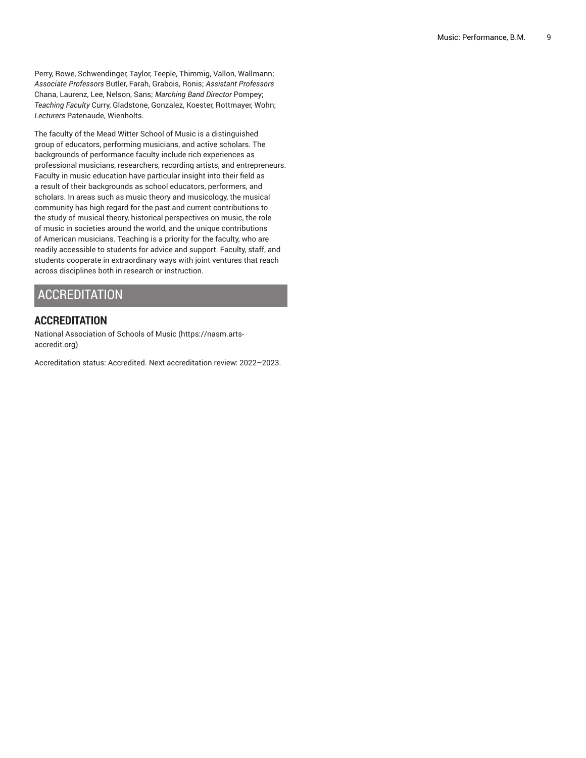Perry, Rowe, Schwendinger, Taylor, Teeple, Thimmig, Vallon, Wallmann; *Associate Professors* Butler, Farah, Grabois, Ronis; *Assistant Professors* Chana, Laurenz, Lee, Nelson, Sans; *Marching Band Director* Pompey; *Teaching Faculty* Curry, Gladstone, Gonzalez, Koester, Rottmayer, Wohn; *Lecturers* Patenaude, Wienholts.

The faculty of the Mead Witter School of Music is a distinguished group of educators, performing musicians, and active scholars. The backgrounds of performance faculty include rich experiences as professional musicians, researchers, recording artists, and entrepreneurs. Faculty in music education have particular insight into their field as a result of their backgrounds as school educators, performers, and scholars. In areas such as music theory and musicology, the musical community has high regard for the past and current contributions to the study of musical theory, historical perspectives on music, the role of music in societies around the world, and the unique contributions of American musicians. Teaching is a priority for the faculty, who are readily accessible to students for advice and support. Faculty, staff, and students cooperate in extraordinary ways with joint ventures that reach across disciplines both in research or instruction.

# ACCREDITATION

## ACCREDITATION

National Association of Schools of Music (https://nasm.arts-accredit.org)

Accreditation status: Accredited. Next accreditation review: 2022–2023.